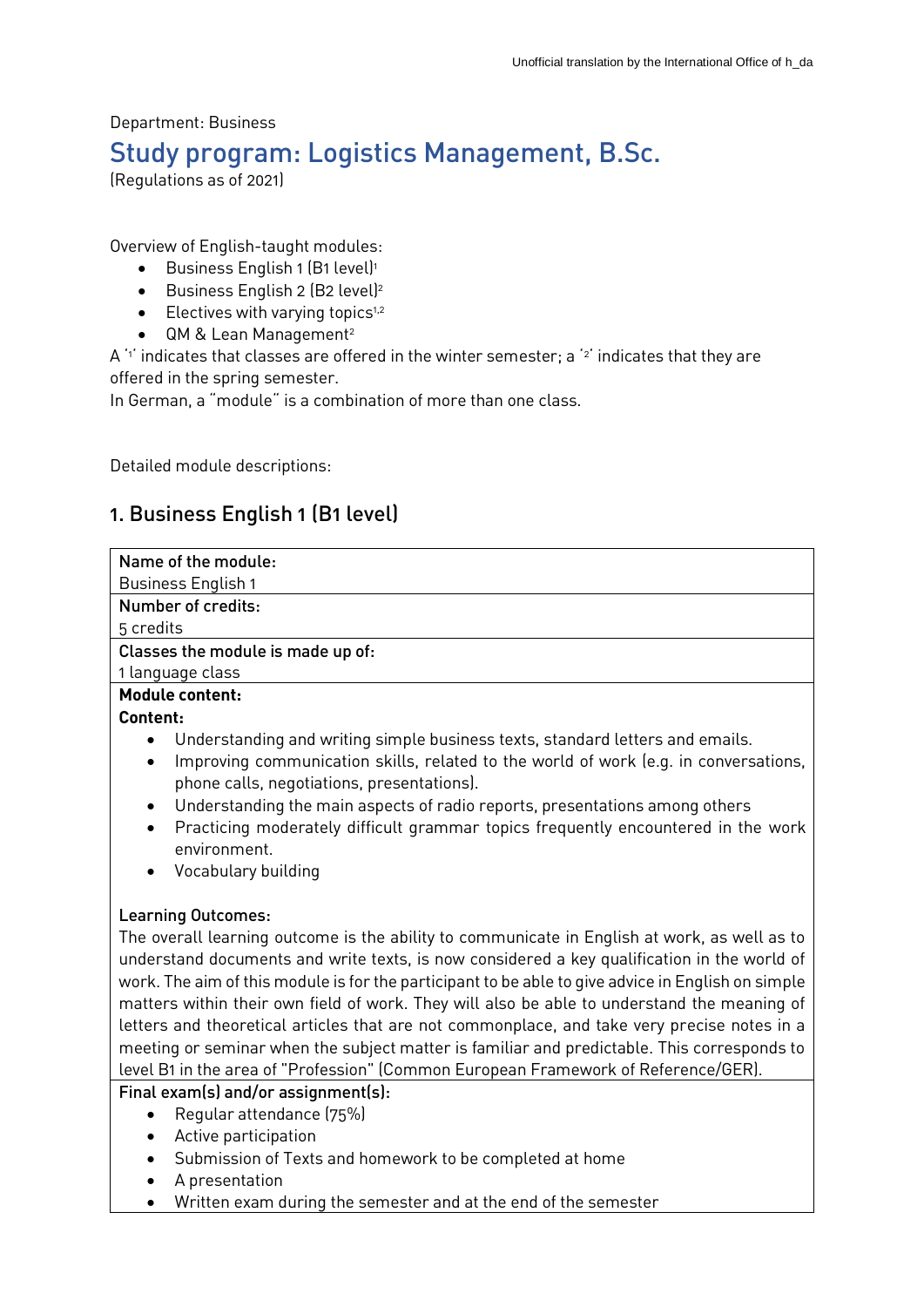Unofficial translation by the International Office of h_da

Department: Business

# Study program: Logistics Management, B.Sc.

(Regulations as of 2021)

Overview of English-taught modules:

- Business English 1 (B1 level)[1]
- Business English 2 (B2 level)[2]
- Electives with varying topics[1,2]
- QM & Lean Management[2]

A '1' indicates that classes are offered in the winter semester; a '2' indicates that they are offered in the spring semester.
In German, a "module" is a combination of more than one class.

Detailed module descriptions:

## 1. Business English 1 (B1 level)

| Name of the module: |
|---|
| Business English 1 |
| **Number of credits:** |
| 5 credits |
| **Classes the module is made up of:** |
| 1 language class |
| **Module content:**<br>**Content:**<br>• Understanding and writing simple business texts, standard letters and emails.<br>• Improving communication skills, related to the world of work (e.g. in conversations, phone calls, negotiations, presentations).<br>• Understanding the main aspects of radio reports, presentations among others<br>• Practicing moderately difficult grammar topics frequently encountered in the work environment.<br>• Vocabulary building<br><br>**Learning Outcomes:**<br>The overall learning outcome is the ability to communicate in English at work, as well as to understand documents and write texts, is now considered a key qualification in the world of work. The aim of this module is for the participant to be able to give advice in English on simple matters within their own field of work. They will also be able to understand the meaning of letters and theoretical articles that are not commonplace, and take very precise notes in a meeting or seminar when the subject matter is familiar and predictable. This corresponds to level B1 in the area of "Profession" (Common European Framework of Reference/GER). |
| **Final exam(s) and/or assignment(s):**<br>• Regular attendance (75%)<br>• Active participation<br>• Submission of Texts and homework to be completed at home<br>• A presentation<br>• Written exam during the semester and at the end of the semester |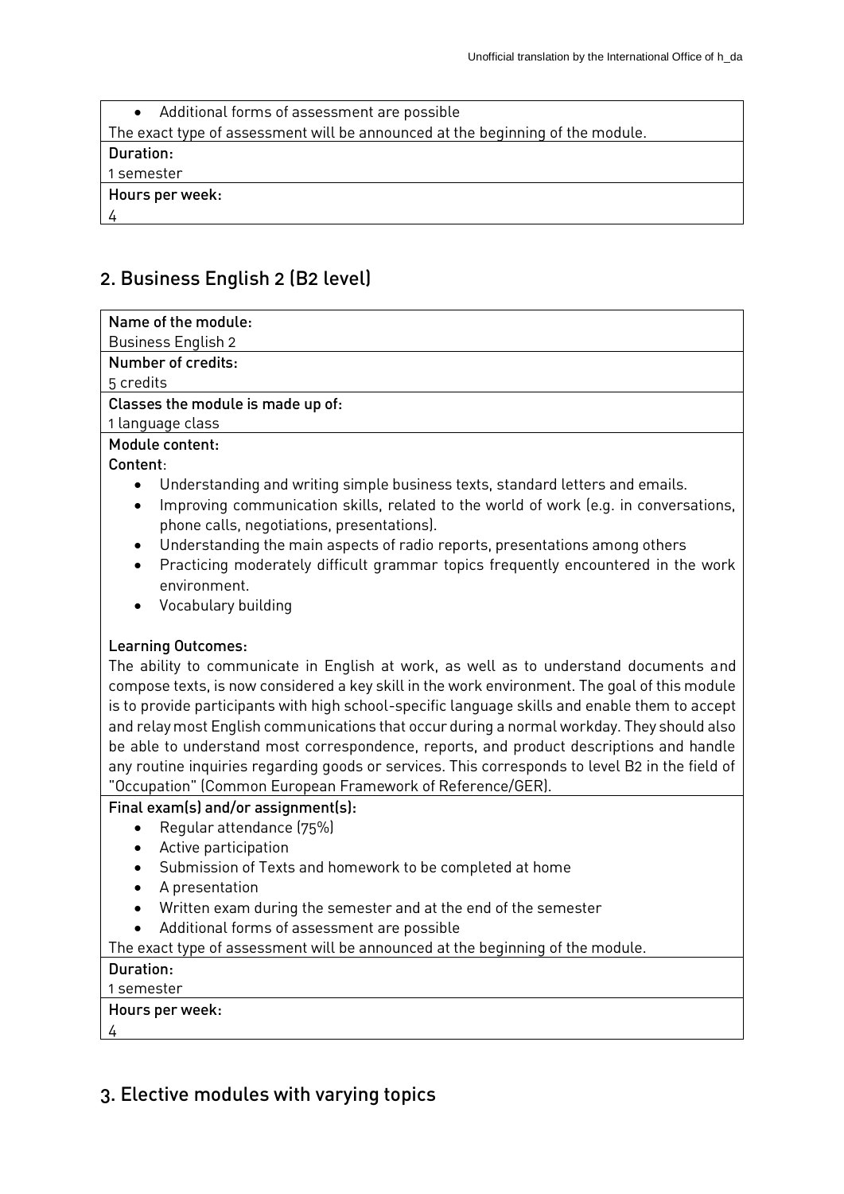- Additional forms of assessment are possible

The exact type of assessment will be announced at the beginning of the module.

**Duration:**
1 semester

**Hours per week:**
4

## 2. Business English 2 (B2 level)

**Name of the module:**
Business English 2

**Number of credits:**
5 credits

**Classes the module is made up of:**
1 language class

**Module content:**

**Content**:

- Understanding and writing simple business texts, standard letters and emails.
- Improving communication skills, related to the world of work (e.g. in conversations, phone calls, negotiations, presentations).
- Understanding the main aspects of radio reports, presentations among others
- Practicing moderately difficult grammar topics frequently encountered in the work environment.
- Vocabulary building

**Learning Outcomes:**

The ability to communicate in English at work, as well as to understand documents and compose texts, is now considered a key skill in the work environment. The goal of this module is to provide participants with high school-specific language skills and enable them to accept and relay most English communications that occur during a normal workday. They should also be able to understand most correspondence, reports, and product descriptions and handle any routine inquiries regarding goods or services. This corresponds to level B2 in the field of "Occupation" (Common European Framework of Reference/GER).

**Final exam(s) and/or assignment(s):**

- Regular attendance (75%)
- Active participation
- Submission of Texts and homework to be completed at home
- A presentation
- Written exam during the semester and at the end of the semester
- Additional forms of assessment are possible

The exact type of assessment will be announced at the beginning of the module.

**Duration:**
1 semester

**Hours per week:**
4

## 3. Elective modules with varying topics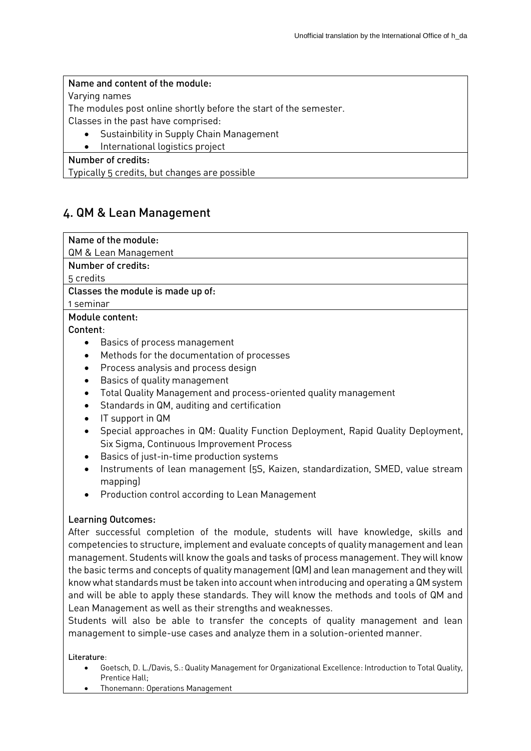**Name and content of the module:**
Varying names
The modules post online shortly before the start of the semester.
Classes in the past have comprised:

- Sustainbility in Supply Chain Management
- International logistics project

**Number of credits:**
Typically 5 credits, but changes are possible

## 4. QM & Lean Management

**Name of the module:**
QM & Lean Management

**Number of credits:**
5 credits

**Classes the module is made up of:**
1 seminar

**Module content:**

**Content**:

- Basics of process management
- Methods for the documentation of processes
- Process analysis and process design
- Basics of quality management
- Total Quality Management and process-oriented quality management
- Standards in QM, auditing and certification
- IT support in QM
- Special approaches in QM: Quality Function Deployment, Rapid Quality Deployment, Six Sigma, Continuous Improvement Process
- Basics of just-in-time production systems
- Instruments of lean management (5S, Kaizen, standardization, SMED, value stream mapping)
- Production control according to Lean Management

**Learning Outcomes:**

After successful completion of the module, students will have knowledge, skills and competencies to structure, implement and evaluate concepts of quality management and lean management. Students will know the goals and tasks of process management. They will know the basic terms and concepts of quality management (QM) and lean management and they will know what standards must be taken into account when introducing and operating a QM system and will be able to apply these standards. They will know the methods and tools of QM and Lean Management as well as their strengths and weaknesses.

Students will also be able to transfer the concepts of quality management and lean management to simple-use cases and analyze them in a solution-oriented manner.

**Literature**:

- Goetsch, D. L./Davis, S.: Quality Management for Organizational Excellence: Introduction to Total Quality, Prentice Hall;
- Thonemann: Operations Management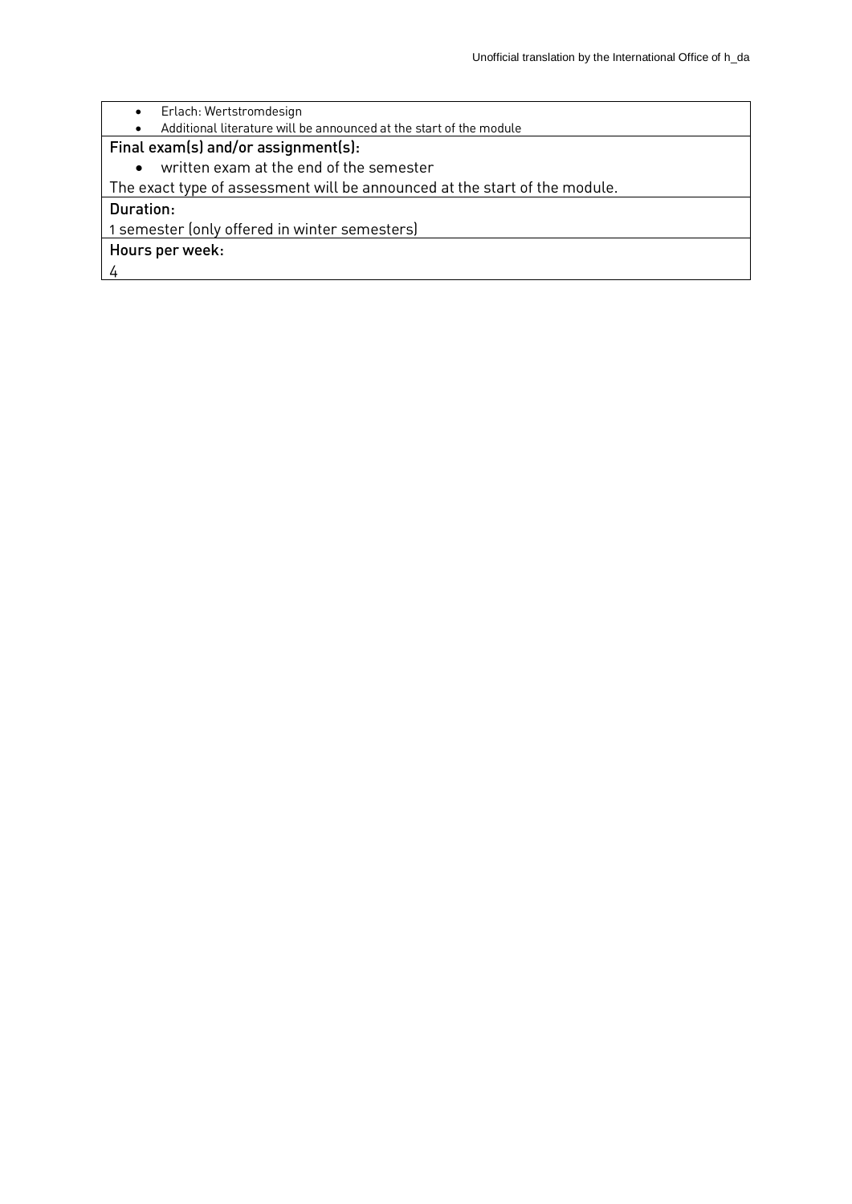- Erlach: Wertstromdesign
- Additional literature will be announced at the start of the module

**Final exam(s) and/or assignment(s):**

- written exam at the end of the semester

The exact type of assessment will be announced at the start of the module.

**Duration:**

1 semester (only offered in winter semesters)

**Hours per week:**

4